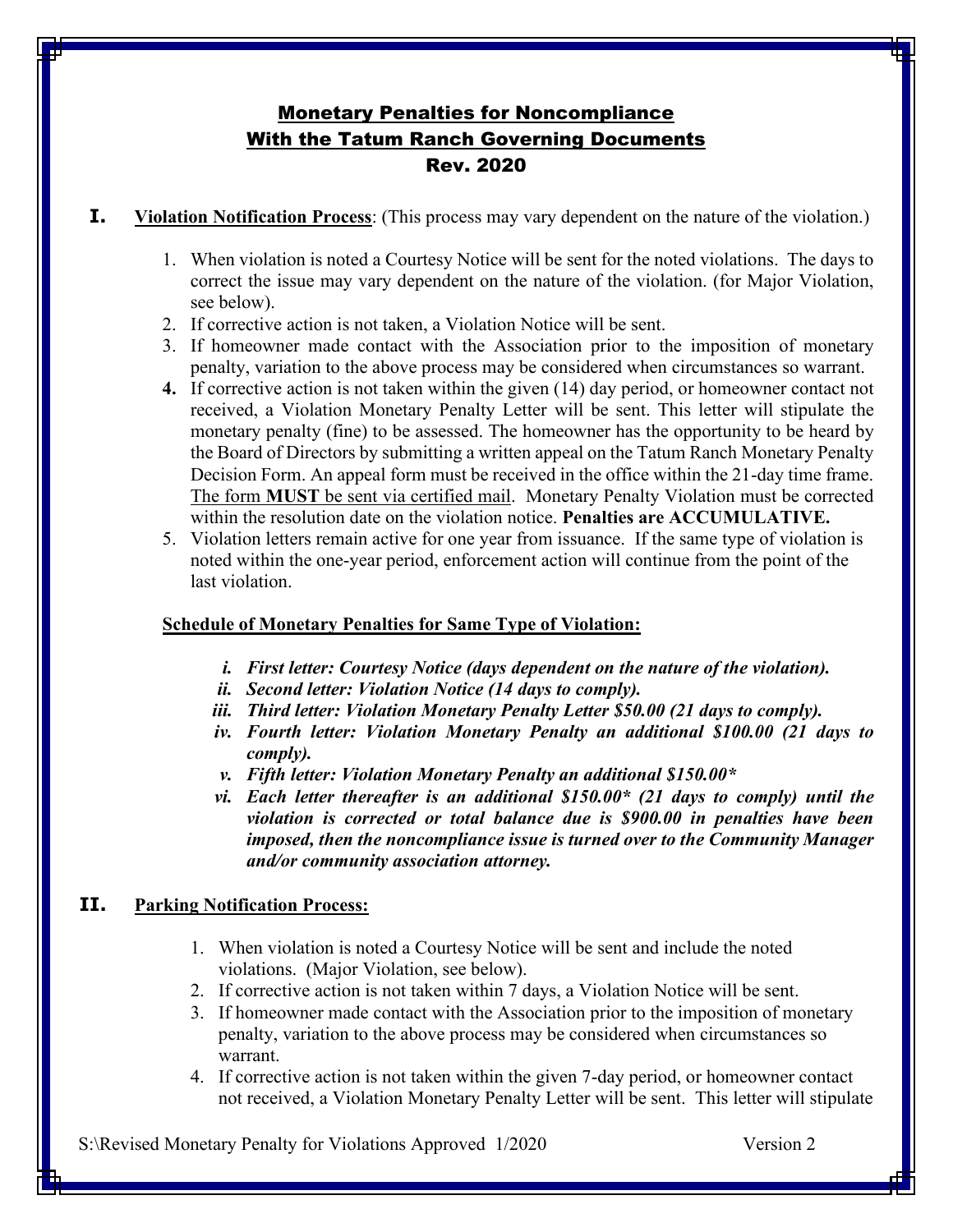# Monetary Penalties for Noncompliance With the Tatum Ranch Governing Documents Rev. 2020

## I. Violation Notification Process: (This process may vary dependent on the nature of the violation.)

1. When violation is noted a Courtesy Notice will be sent for the noted violations. The days to correct the issue may vary dependent on the nature of the violation. (for Major Violation, see below).
2. If corrective action is not taken, a Violation Notice will be sent.
3. If homeowner made contact with the Association prior to the imposition of monetary penalty, variation to the above process may be considered when circumstances so warrant.
4. If corrective action is not taken within the given (14) day period, or homeowner contact not received, a Violation Monetary Penalty Letter will be sent. This letter will stipulate the monetary penalty (fine) to be assessed. The homeowner has the opportunity to be heard by the Board of Directors by submitting a written appeal on the Tatum Ranch Monetary Penalty Decision Form. An appeal form must be received in the office within the 21-day time frame. <u>The form **MUST** be sent via certified mail</u>. Monetary Penalty Violation must be corrected within the resolution date on the violation notice. **Penalties are ACCUMULATIVE.**
5. Violation letters remain active for one year from issuance. If the same type of violation is noted within the one-year period, enforcement action will continue from the point of the last violation.

**<u>Schedule of Monetary Penalties for Same Type of Violation:</u>**

- ***i. First letter: Courtesy Notice (days dependent on the nature of the violation).***
- ***ii. Second letter: Violation Notice (14 days to comply).***
- ***iii. Third letter: Violation Monetary Penalty Letter $50.00 (21 days to comply).***
- ***iv. Fourth letter: Violation Monetary Penalty an additional $100.00 (21 days to comply).***
- ***v. Fifth letter: Violation Monetary Penalty an additional $150.00****
- ***vi. Each letter thereafter is an additional $150.00* (21 days to comply) until the violation is corrected or total balance due is $900.00 in penalties have been imposed, then the noncompliance issue is turned over to the Community Manager and/or community association attorney.***

## II. Parking Notification Process:

1. When violation is noted a Courtesy Notice will be sent and include the noted violations. (Major Violation, see below).
2. If corrective action is not taken within 7 days, a Violation Notice will be sent.
3. If homeowner made contact with the Association prior to the imposition of monetary penalty, variation to the above process may be considered when circumstances so warrant.
4. If corrective action is not taken within the given 7-day period, or homeowner contact not received, a Violation Monetary Penalty Letter will be sent. This letter will stipulate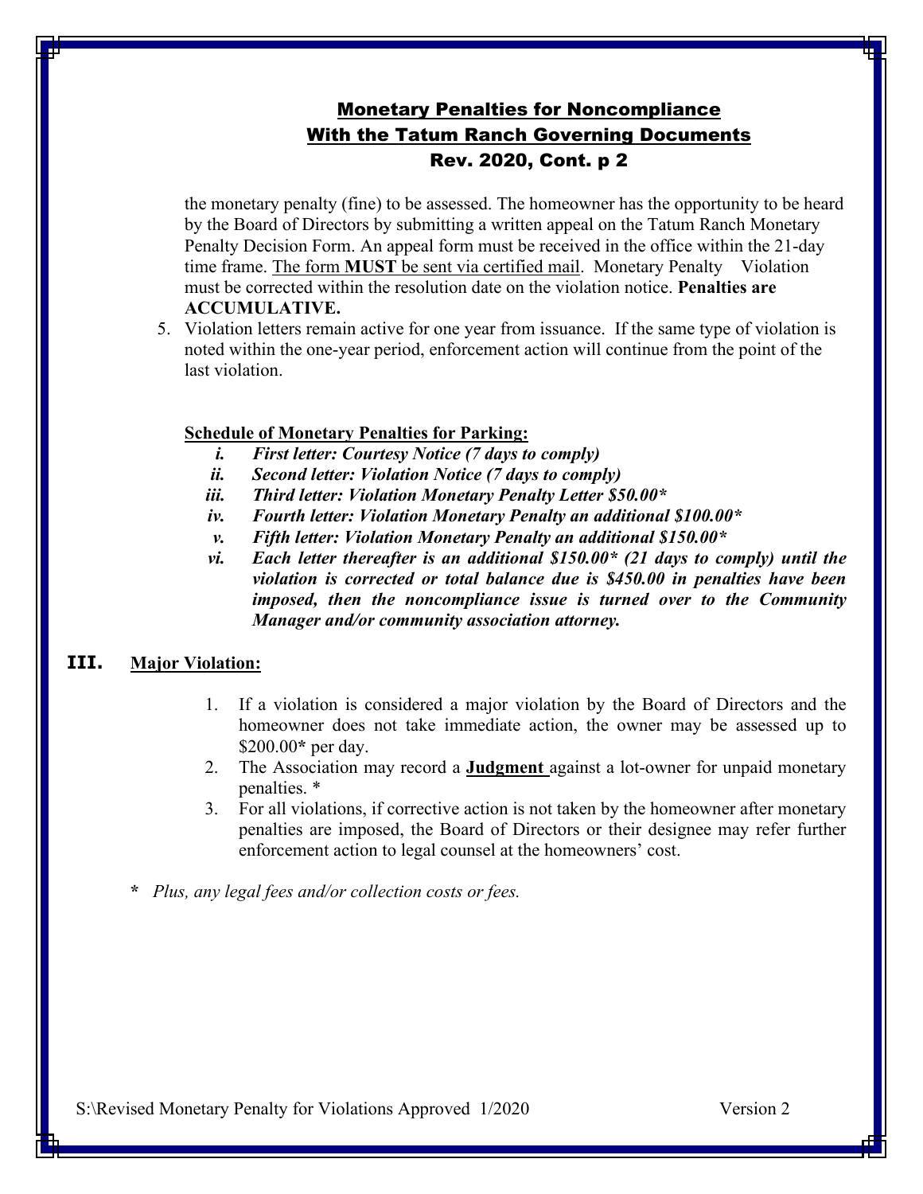## Monetary Penalties for Noncompliance With the Tatum Ranch Governing Documents Rev. 2020, Cont. p 2

the monetary penalty (fine) to be assessed. The homeowner has the opportunity to be heard by the Board of Directors by submitting a written appeal on the Tatum Ranch Monetary Penalty Decision Form. An appeal form must be received in the office within the 21-day time frame. The form **MUST** be sent via certified mail. Monetary Penalty Violation must be corrected within the resolution date on the violation notice. **Penalties are ACCUMULATIVE.**

5. Violation letters remain active for one year from issuance. If the same type of violation is noted within the one-year period, enforcement action will continue from the point of the last violation.

**Schedule of Monetary Penalties for Parking:**

- i. ***First letter: Courtesy Notice (7 days to comply)***
- ii. ***Second letter: Violation Notice (7 days to comply)***
- iii. ***Third letter: Violation Monetary Penalty Letter $50.00****
- iv. ***Fourth letter: Violation Monetary Penalty an additional $100.00****
- v. ***Fifth letter: Violation Monetary Penalty an additional $150.00****
- vi. ***Each letter thereafter is an additional $150.00* (21 days to comply) until the violation is corrected or total balance due is $450.00 in penalties have been imposed, then the noncompliance issue is turned over to the Community Manager and/or community association attorney.***

## III. Major Violation:

1. If a violation is considered a major violation by the Board of Directors and the homeowner does not take immediate action, the owner may be assessed up to $200.00* per day.
2. The Association may record a **Judgment** against a lot-owner for unpaid monetary penalties. *
3. For all violations, if corrective action is not taken by the homeowner after monetary penalties are imposed, the Board of Directors or their designee may refer further enforcement action to legal counsel at the homeowners' cost.

\* *Plus, any legal fees and/or collection costs or fees.*

S:\Revised Monetary Penalty for Violations Approved 1/2020 Version 2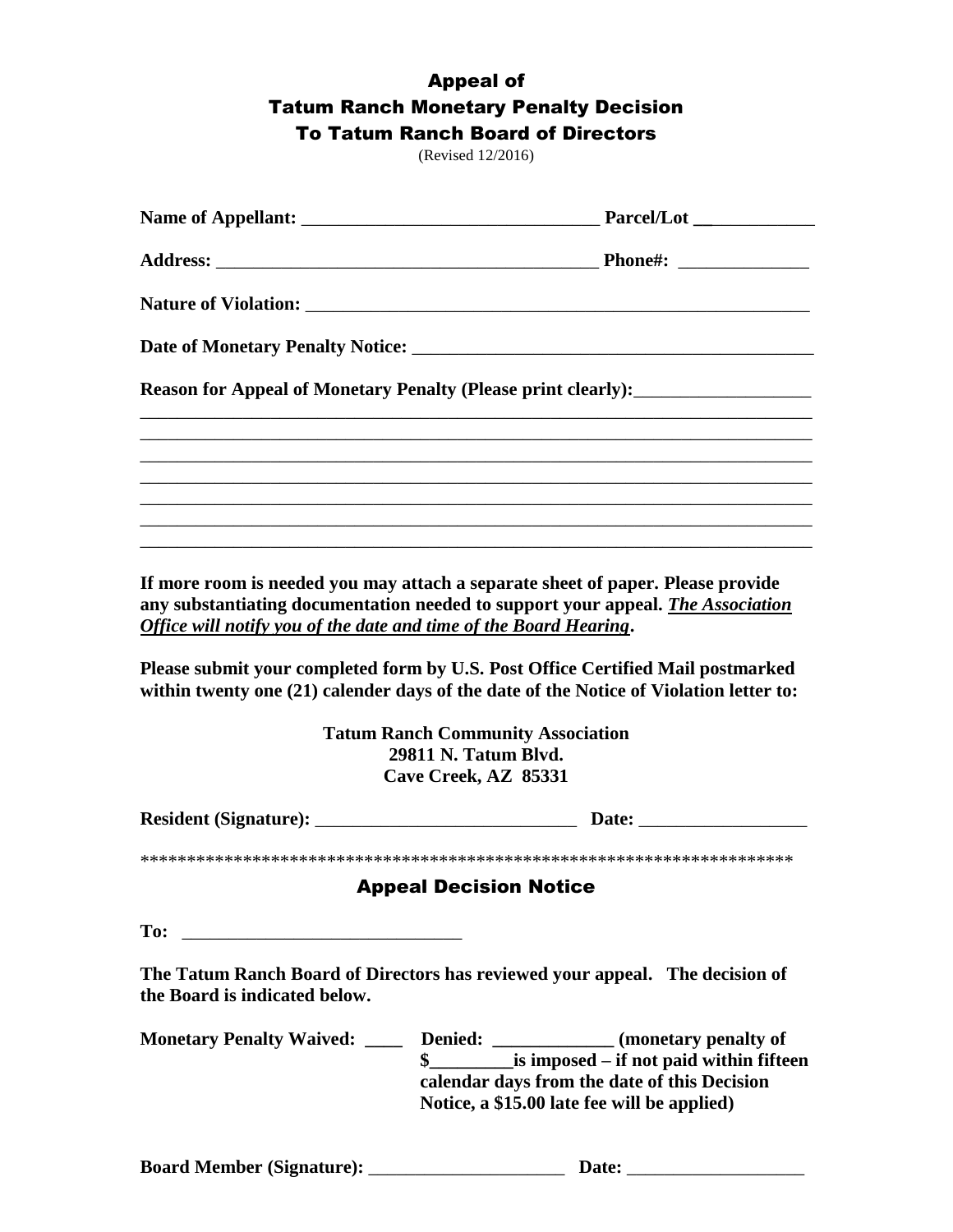# Appeal of
# Tatum Ranch Monetary Penalty Decision
# To Tatum Ranch Board of Directors

(Revised 12/2016)

**Name of Appellant:** ________________________________ **Parcel/Lot** _____________

**Address:** __________________________________________ **Phone#:** ______________

**Nature of Violation:** ________________________________________________________

**Date of Monetary Penalty Notice:** ____________________________________________

**Reason for Appeal of Monetary Penalty (Please print clearly):**___________________

______________________________________________________________________________

______________________________________________________________________________

______________________________________________________________________________

______________________________________________________________________________

______________________________________________________________________________

______________________________________________________________________________

______________________________________________________________________________

**If more room is needed you may attach a separate sheet of paper. Please provide any substantiating documentation needed to support your appeal. *The Association Office will notify you of the date and time of the Board Hearing*.**

**Please submit your completed form by U.S. Post Office Certified Mail postmarked within twenty one (21) calender days of the date of the Notice of Violation letter to:**

**Tatum Ranch Community Association**
**29811 N. Tatum Blvd.**
**Cave Creek, AZ 85331**

**Resident (Signature):** ____________________________ **Date:** __________________

************************************************************************

## Appeal Decision Notice

**To:** ______________________________

**The Tatum Ranch Board of Directors has reviewed your appeal. The decision of the Board is indicated below.**

**Monetary Penalty Waived:** ____ **Denied:** _____________ **(monetary penalty of $_________is imposed – if not paid within fifteen calendar days from the date of this Decision Notice, a $15.00 late fee will be applied)**

**Board Member (Signature):** _____________________ **Date:** ___________________